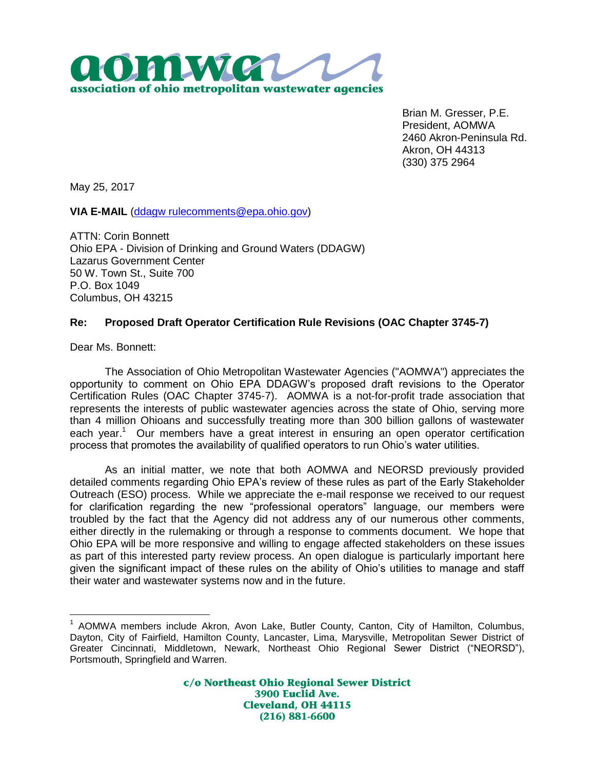**aomwa**
**association of ohio metropolitan wastewater agencies**

Brian M. Gresser, P.E.
President, AOMWA
2460 Akron-Peninsula Rd.
Akron, OH 44313
(330) 375 2964

May 25, 2017

**VIA E-MAIL** (ddagw rulecomments@epa.ohio.gov)

ATTN: Corin Bonnett
Ohio EPA - Division of Drinking and Ground Waters (DDAGW)
Lazarus Government Center
50 W. Town St., Suite 700
P.O. Box 1049
Columbus, OH 43215

**Re: Proposed Draft Operator Certification Rule Revisions (OAC Chapter 3745-7)**

Dear Ms. Bonnett:

The Association of Ohio Metropolitan Wastewater Agencies ("AOMWA") appreciates the opportunity to comment on Ohio EPA DDAGW's proposed draft revisions to the Operator Certification Rules (OAC Chapter 3745-7). AOMWA is a not-for-profit trade association that represents the interests of public wastewater agencies across the state of Ohio, serving more than 4 million Ohioans and successfully treating more than 300 billion gallons of wastewater each year.[1] Our members have a great interest in ensuring an open operator certification process that promotes the availability of qualified operators to run Ohio's water utilities.

As an initial matter, we note that both AOMWA and NEORSD previously provided detailed comments regarding Ohio EPA's review of these rules as part of the Early Stakeholder Outreach (ESO) process. While we appreciate the e-mail response we received to our request for clarification regarding the new "professional operators" language, our members were troubled by the fact that the Agency did not address any of our numerous other comments, either directly in the rulemaking or through a response to comments document. We hope that Ohio EPA will be more responsive and willing to engage affected stakeholders on these issues as part of this interested party review process. An open dialogue is particularly important here given the significant impact of these rules on the ability of Ohio's utilities to manage and staff their water and wastewater systems now and in the future.

[1] AOMWA members include Akron, Avon Lake, Butler County, Canton, City of Hamilton, Columbus, Dayton, City of Fairfield, Hamilton County, Lancaster, Lima, Marysville, Metropolitan Sewer District of Greater Cincinnati, Middletown, Newark, Northeast Ohio Regional Sewer District ("NEORSD"), Portsmouth, Springfield and Warren.

**c/o Northeast Ohio Regional Sewer District**
**3900 Euclid Ave.**
**Cleveland, OH 44115**
**(216) 881-6600**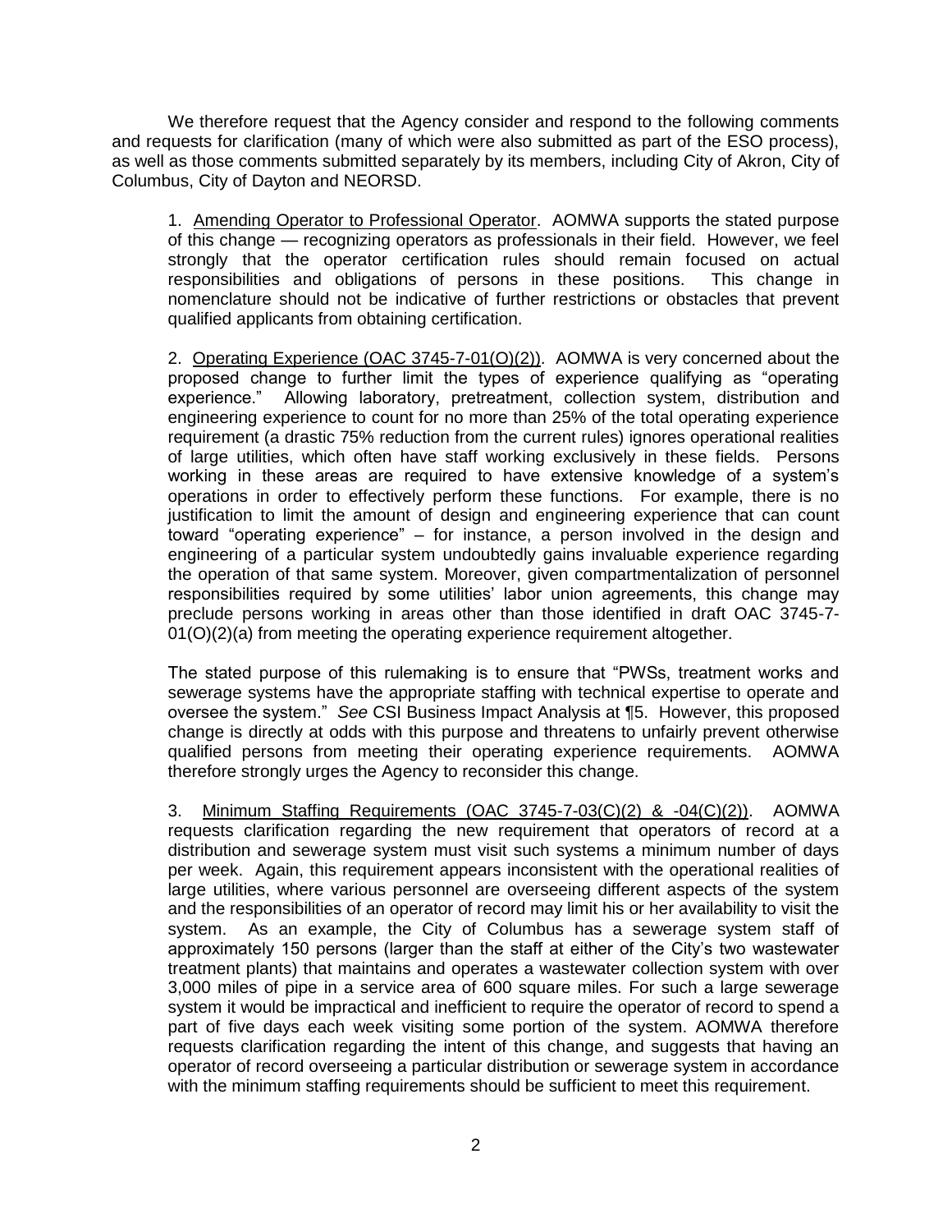We therefore request that the Agency consider and respond to the following comments and requests for clarification (many of which were also submitted as part of the ESO process), as well as those comments submitted separately by its members, including City of Akron, City of Columbus, City of Dayton and NEORSD.

1. Amending Operator to Professional Operator. AOMWA supports the stated purpose of this change — recognizing operators as professionals in their field. However, we feel strongly that the operator certification rules should remain focused on actual responsibilities and obligations of persons in these positions. This change in nomenclature should not be indicative of further restrictions or obstacles that prevent qualified applicants from obtaining certification.

2. Operating Experience (OAC 3745-7-01(O)(2)). AOMWA is very concerned about the proposed change to further limit the types of experience qualifying as "operating experience." Allowing laboratory, pretreatment, collection system, distribution and engineering experience to count for no more than 25% of the total operating experience requirement (a drastic 75% reduction from the current rules) ignores operational realities of large utilities, which often have staff working exclusively in these fields. Persons working in these areas are required to have extensive knowledge of a system's operations in order to effectively perform these functions. For example, there is no justification to limit the amount of design and engineering experience that can count toward "operating experience" – for instance, a person involved in the design and engineering of a particular system undoubtedly gains invaluable experience regarding the operation of that same system. Moreover, given compartmentalization of personnel responsibilities required by some utilities' labor union agreements, this change may preclude persons working in areas other than those identified in draft OAC 3745-7-01(O)(2)(a) from meeting the operating experience requirement altogether.

The stated purpose of this rulemaking is to ensure that "PWSs, treatment works and sewerage systems have the appropriate staffing with technical expertise to operate and oversee the system." *See* CSI Business Impact Analysis at ¶5. However, this proposed change is directly at odds with this purpose and threatens to unfairly prevent otherwise qualified persons from meeting their operating experience requirements. AOMWA therefore strongly urges the Agency to reconsider this change.

3. Minimum Staffing Requirements (OAC 3745-7-03(C)(2) & -04(C)(2)). AOMWA requests clarification regarding the new requirement that operators of record at a distribution and sewerage system must visit such systems a minimum number of days per week. Again, this requirement appears inconsistent with the operational realities of large utilities, where various personnel are overseeing different aspects of the system and the responsibilities of an operator of record may limit his or her availability to visit the system. As an example, the City of Columbus has a sewerage system staff of approximately 150 persons (larger than the staff at either of the City's two wastewater treatment plants) that maintains and operates a wastewater collection system with over 3,000 miles of pipe in a service area of 600 square miles. For such a large sewerage system it would be impractical and inefficient to require the operator of record to spend a part of five days each week visiting some portion of the system. AOMWA therefore requests clarification regarding the intent of this change, and suggests that having an operator of record overseeing a particular distribution or sewerage system in accordance with the minimum staffing requirements should be sufficient to meet this requirement.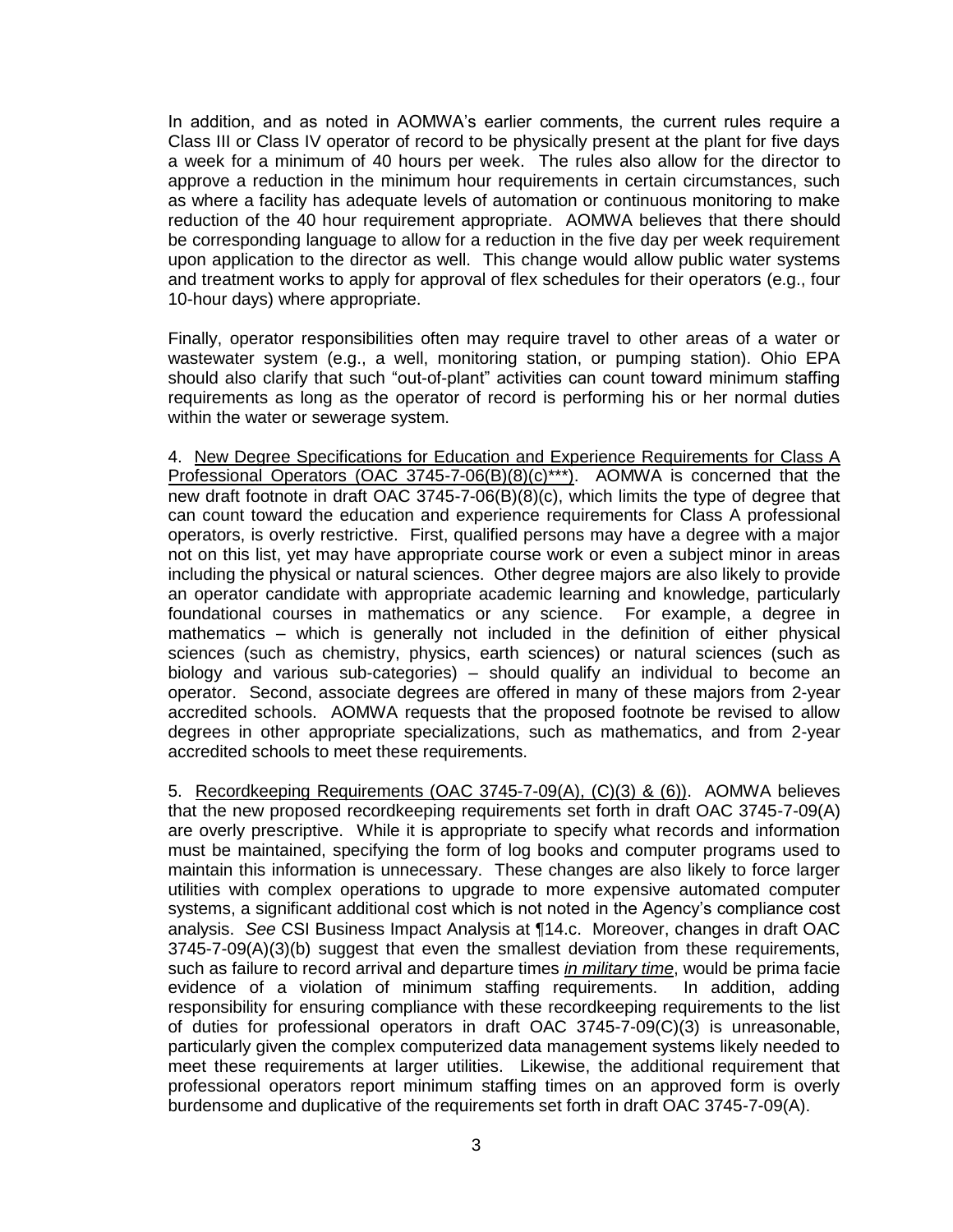In addition, and as noted in AOMWA's earlier comments, the current rules require a Class III or Class IV operator of record to be physically present at the plant for five days a week for a minimum of 40 hours per week. The rules also allow for the director to approve a reduction in the minimum hour requirements in certain circumstances, such as where a facility has adequate levels of automation or continuous monitoring to make reduction of the 40 hour requirement appropriate. AOMWA believes that there should be corresponding language to allow for a reduction in the five day per week requirement upon application to the director as well. This change would allow public water systems and treatment works to apply for approval of flex schedules for their operators (e.g., four 10-hour days) where appropriate.

Finally, operator responsibilities often may require travel to other areas of a water or wastewater system (e.g., a well, monitoring station, or pumping station). Ohio EPA should also clarify that such "out-of-plant" activities can count toward minimum staffing requirements as long as the operator of record is performing his or her normal duties within the water or sewerage system.

4. <u>New Degree Specifications for Education and Experience Requirements for Class A Professional Operators (OAC 3745-7-06(B)(8)(c)***)</u>. AOMWA is concerned that the new draft footnote in draft OAC 3745-7-06(B)(8)(c), which limits the type of degree that can count toward the education and experience requirements for Class A professional operators, is overly restrictive. First, qualified persons may have a degree with a major not on this list, yet may have appropriate course work or even a subject minor in areas including the physical or natural sciences. Other degree majors are also likely to provide an operator candidate with appropriate academic learning and knowledge, particularly foundational courses in mathematics or any science. For example, a degree in mathematics – which is generally not included in the definition of either physical sciences (such as chemistry, physics, earth sciences) or natural sciences (such as biology and various sub-categories) – should qualify an individual to become an operator. Second, associate degrees are offered in many of these majors from 2-year accredited schools. AOMWA requests that the proposed footnote be revised to allow degrees in other appropriate specializations, such as mathematics, and from 2-year accredited schools to meet these requirements.

5. <u>Recordkeeping Requirements (OAC 3745-7-09(A), (C)(3) & (6))</u>. AOMWA believes that the new proposed recordkeeping requirements set forth in draft OAC 3745-7-09(A) are overly prescriptive. While it is appropriate to specify what records and information must be maintained, specifying the form of log books and computer programs used to maintain this information is unnecessary. These changes are also likely to force larger utilities with complex operations to upgrade to more expensive automated computer systems, a significant additional cost which is not noted in the Agency's compliance cost analysis. *See* CSI Business Impact Analysis at ¶14.c. Moreover, changes in draft OAC 3745-7-09(A)(3)(b) suggest that even the smallest deviation from these requirements, such as failure to record arrival and departure times ***<u>in military time</u>***, would be prima facie evidence of a violation of minimum staffing requirements. In addition, adding responsibility for ensuring compliance with these recordkeeping requirements to the list of duties for professional operators in draft OAC 3745-7-09(C)(3) is unreasonable, particularly given the complex computerized data management systems likely needed to meet these requirements at larger utilities. Likewise, the additional requirement that professional operators report minimum staffing times on an approved form is overly burdensome and duplicative of the requirements set forth in draft OAC 3745-7-09(A).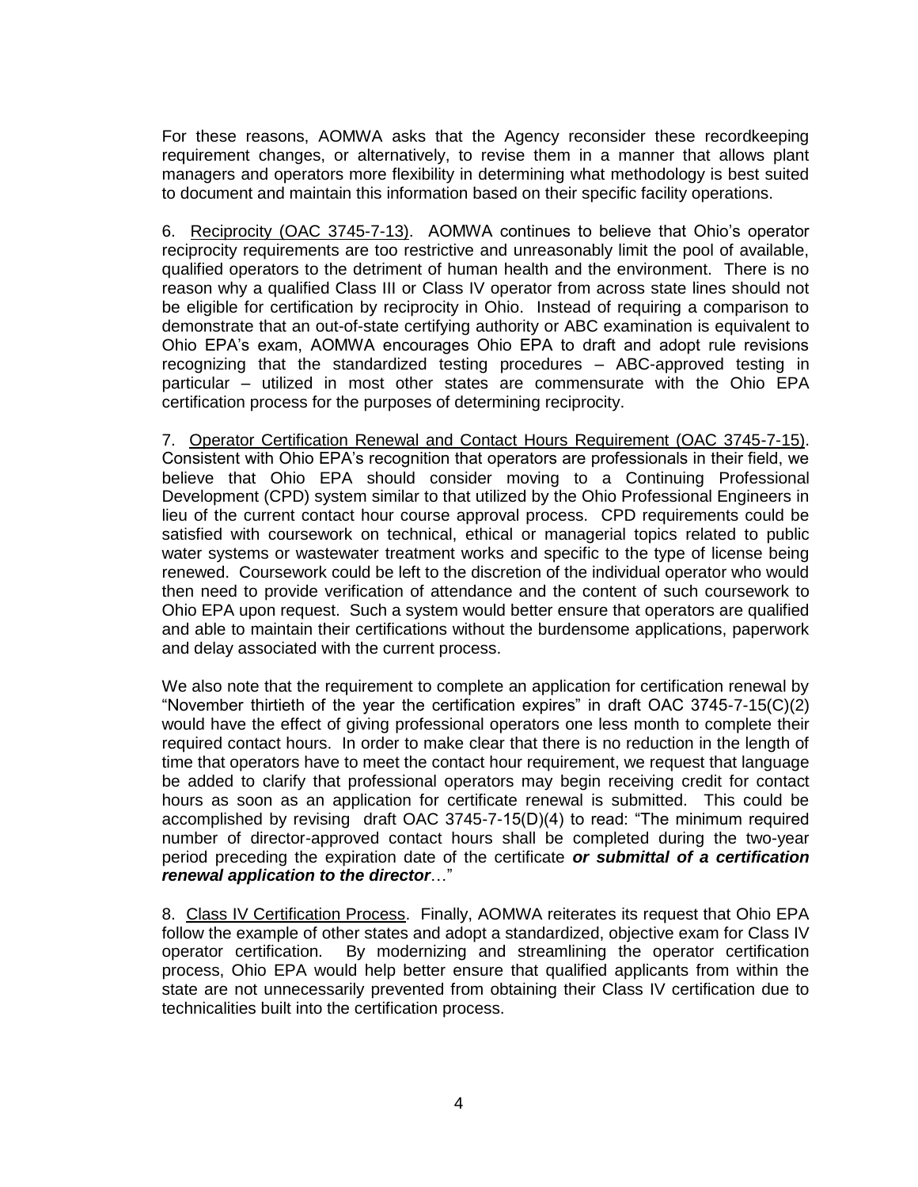For these reasons, AOMWA asks that the Agency reconsider these recordkeeping requirement changes, or alternatively, to revise them in a manner that allows plant managers and operators more flexibility in determining what methodology is best suited to document and maintain this information based on their specific facility operations.

6. <u>Reciprocity (OAC 3745-7-13)</u>. AOMWA continues to believe that Ohio's operator reciprocity requirements are too restrictive and unreasonably limit the pool of available, qualified operators to the detriment of human health and the environment. There is no reason why a qualified Class III or Class IV operator from across state lines should not be eligible for certification by reciprocity in Ohio. Instead of requiring a comparison to demonstrate that an out-of-state certifying authority or ABC examination is equivalent to Ohio EPA's exam, AOMWA encourages Ohio EPA to draft and adopt rule revisions recognizing that the standardized testing procedures – ABC-approved testing in particular – utilized in most other states are commensurate with the Ohio EPA certification process for the purposes of determining reciprocity.

7. <u>Operator Certification Renewal and Contact Hours Requirement (OAC 3745-7-15)</u>. Consistent with Ohio EPA's recognition that operators are professionals in their field, we believe that Ohio EPA should consider moving to a Continuing Professional Development (CPD) system similar to that utilized by the Ohio Professional Engineers in lieu of the current contact hour course approval process. CPD requirements could be satisfied with coursework on technical, ethical or managerial topics related to public water systems or wastewater treatment works and specific to the type of license being renewed. Coursework could be left to the discretion of the individual operator who would then need to provide verification of attendance and the content of such coursework to Ohio EPA upon request. Such a system would better ensure that operators are qualified and able to maintain their certifications without the burdensome applications, paperwork and delay associated with the current process.

We also note that the requirement to complete an application for certification renewal by "November thirtieth of the year the certification expires" in draft OAC 3745-7-15(C)(2) would have the effect of giving professional operators one less month to complete their required contact hours. In order to make clear that there is no reduction in the length of time that operators have to meet the contact hour requirement, we request that language be added to clarify that professional operators may begin receiving credit for contact hours as soon as an application for certificate renewal is submitted. This could be accomplished by revising draft OAC 3745-7-15(D)(4) to read: "The minimum required number of director-approved contact hours shall be completed during the two-year period preceding the expiration date of the certificate ***or submittal of a certification renewal application to the director***…"

8. <u>Class IV Certification Process</u>. Finally, AOMWA reiterates its request that Ohio EPA follow the example of other states and adopt a standardized, objective exam for Class IV operator certification. By modernizing and streamlining the operator certification process, Ohio EPA would help better ensure that qualified applicants from within the state are not unnecessarily prevented from obtaining their Class IV certification due to technicalities built into the certification process.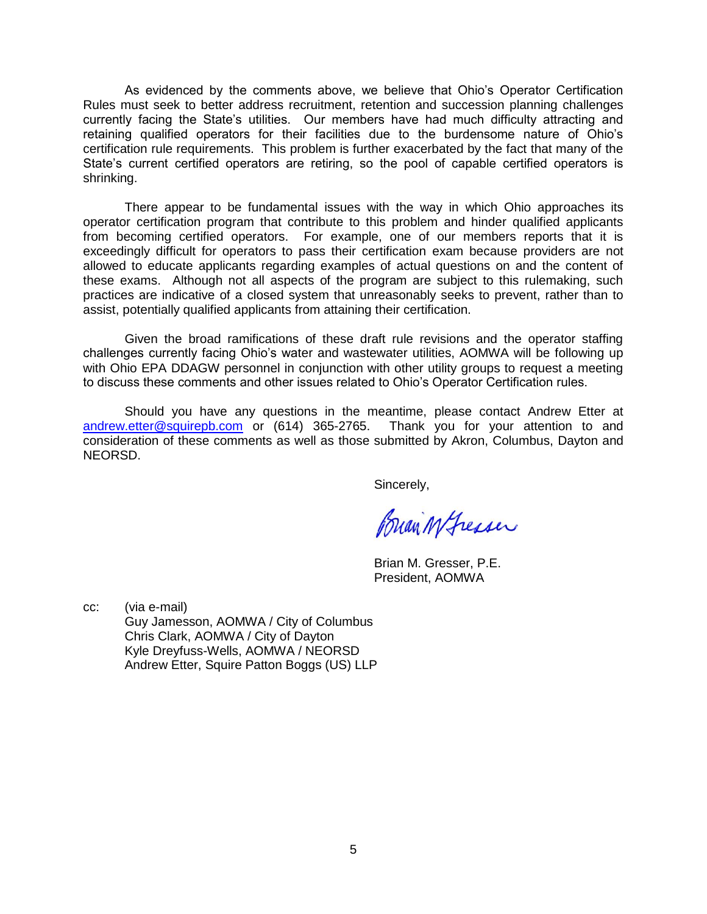As evidenced by the comments above, we believe that Ohio's Operator Certification Rules must seek to better address recruitment, retention and succession planning challenges currently facing the State's utilities. Our members have had much difficulty attracting and retaining qualified operators for their facilities due to the burdensome nature of Ohio's certification rule requirements. This problem is further exacerbated by the fact that many of the State's current certified operators are retiring, so the pool of capable certified operators is shrinking.

There appear to be fundamental issues with the way in which Ohio approaches its operator certification program that contribute to this problem and hinder qualified applicants from becoming certified operators. For example, one of our members reports that it is exceedingly difficult for operators to pass their certification exam because providers are not allowed to educate applicants regarding examples of actual questions on and the content of these exams. Although not all aspects of the program are subject to this rulemaking, such practices are indicative of a closed system that unreasonably seeks to prevent, rather than to assist, potentially qualified applicants from attaining their certification.

Given the broad ramifications of these draft rule revisions and the operator staffing challenges currently facing Ohio's water and wastewater utilities, AOMWA will be following up with Ohio EPA DDAGW personnel in conjunction with other utility groups to request a meeting to discuss these comments and other issues related to Ohio's Operator Certification rules.

Should you have any questions in the meantime, please contact Andrew Etter at andrew.etter@squirepb.com or (614) 365-2765. Thank you for your attention to and consideration of these comments as well as those submitted by Akron, Columbus, Dayton and NEORSD.

Sincerely,

Brian M. Gresser

Brian M. Gresser, P.E.
President, AOMWA

cc: (via e-mail)
Guy Jamesson, AOMWA / City of Columbus
Chris Clark, AOMWA / City of Dayton
Kyle Dreyfuss-Wells, AOMWA / NEORSD
Andrew Etter, Squire Patton Boggs (US) LLP